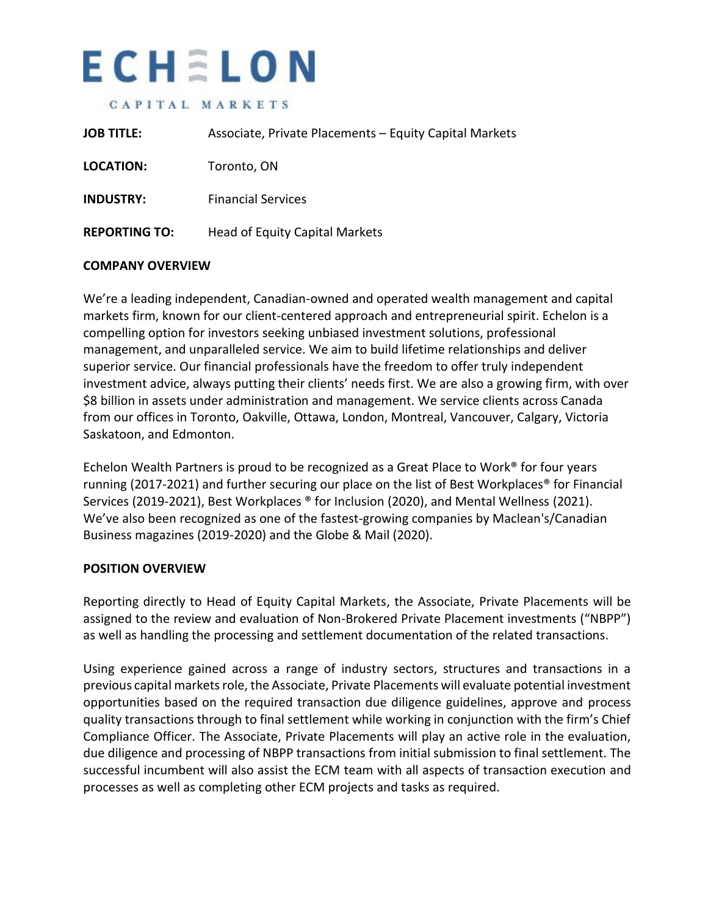# ECHELON

CAPITAL MARKETS

**JOB TITLE:** Associate, Private Placements – Equity Capital Markets

**LOCATION:** Toronto, ON

**INDUSTRY:** Financial Services

**REPORTING TO:** Head of Equity Capital Markets

## COMPANY OVERVIEW

We're a leading independent, Canadian-owned and operated wealth management and capital markets firm, known for our client-centered approach and entrepreneurial spirit. Echelon is a compelling option for investors seeking unbiased investment solutions, professional management, and unparalleled service. We aim to build lifetime relationships and deliver superior service. Our financial professionals have the freedom to offer truly independent investment advice, always putting their clients' needs first. We are also a growing firm, with over $8 billion in assets under administration and management. We service clients across Canada from our offices in Toronto, Oakville, Ottawa, London, Montreal, Vancouver, Calgary, Victoria Saskatoon, and Edmonton.

Echelon Wealth Partners is proud to be recognized as a Great Place to Work® for four years running (2017-2021) and further securing our place on the list of Best Workplaces® for Financial Services (2019-2021), Best Workplaces ® for Inclusion (2020), and Mental Wellness (2021). We've also been recognized as one of the fastest-growing companies by Maclean's/Canadian Business magazines (2019-2020) and the Globe & Mail (2020).

## POSITION OVERVIEW

Reporting directly to Head of Equity Capital Markets, the Associate, Private Placements will be assigned to the review and evaluation of Non-Brokered Private Placement investments ("NBPP") as well as handling the processing and settlement documentation of the related transactions.

Using experience gained across a range of industry sectors, structures and transactions in a previous capital markets role, the Associate, Private Placements will evaluate potential investment opportunities based on the required transaction due diligence guidelines, approve and process quality transactions through to final settlement while working in conjunction with the firm's Chief Compliance Officer. The Associate, Private Placements will play an active role in the evaluation, due diligence and processing of NBPP transactions from initial submission to final settlement. The successful incumbent will also assist the ECM team with all aspects of transaction execution and processes as well as completing other ECM projects and tasks as required.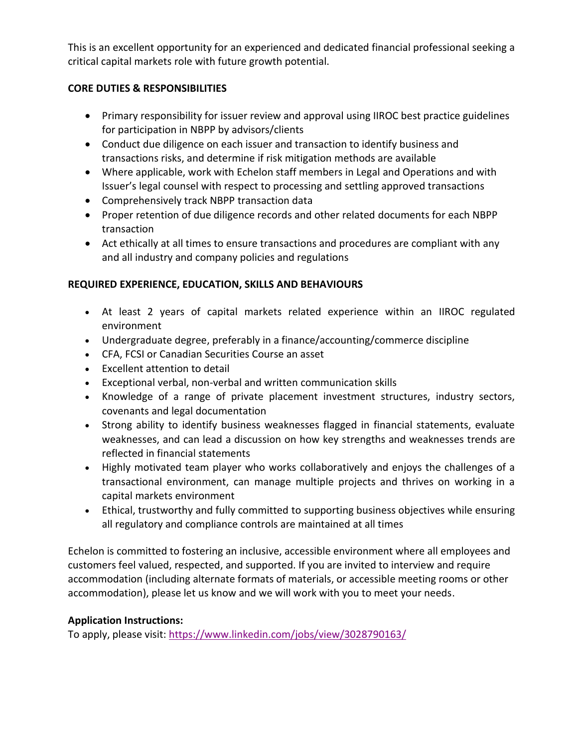This is an excellent opportunity for an experienced and dedicated financial professional seeking a critical capital markets role with future growth potential.

**CORE DUTIES & RESPONSIBILITIES**

- Primary responsibility for issuer review and approval using IIROC best practice guidelines for participation in NBPP by advisors/clients
- Conduct due diligence on each issuer and transaction to identify business and transactions risks, and determine if risk mitigation methods are available
- Where applicable, work with Echelon staff members in Legal and Operations and with Issuer's legal counsel with respect to processing and settling approved transactions
- Comprehensively track NBPP transaction data
- Proper retention of due diligence records and other related documents for each NBPP transaction
- Act ethically at all times to ensure transactions and procedures are compliant with any and all industry and company policies and regulations

**REQUIRED EXPERIENCE, EDUCATION, SKILLS AND BEHAVIOURS**

- At least 2 years of capital markets related experience within an IIROC regulated environment
- Undergraduate degree, preferably in a finance/accounting/commerce discipline
- CFA, FCSI or Canadian Securities Course an asset
- Excellent attention to detail
- Exceptional verbal, non-verbal and written communication skills
- Knowledge of a range of private placement investment structures, industry sectors, covenants and legal documentation
- Strong ability to identify business weaknesses flagged in financial statements, evaluate weaknesses, and can lead a discussion on how key strengths and weaknesses trends are reflected in financial statements
- Highly motivated team player who works collaboratively and enjoys the challenges of a transactional environment, can manage multiple projects and thrives on working in a capital markets environment
- Ethical, trustworthy and fully committed to supporting business objectives while ensuring all regulatory and compliance controls are maintained at all times

Echelon is committed to fostering an inclusive, accessible environment where all employees and customers feel valued, respected, and supported. If you are invited to interview and require accommodation (including alternate formats of materials, or accessible meeting rooms or other accommodation), please let us know and we will work with you to meet your needs.

**Application Instructions:**
To apply, please visit: https://www.linkedin.com/jobs/view/3028790163/